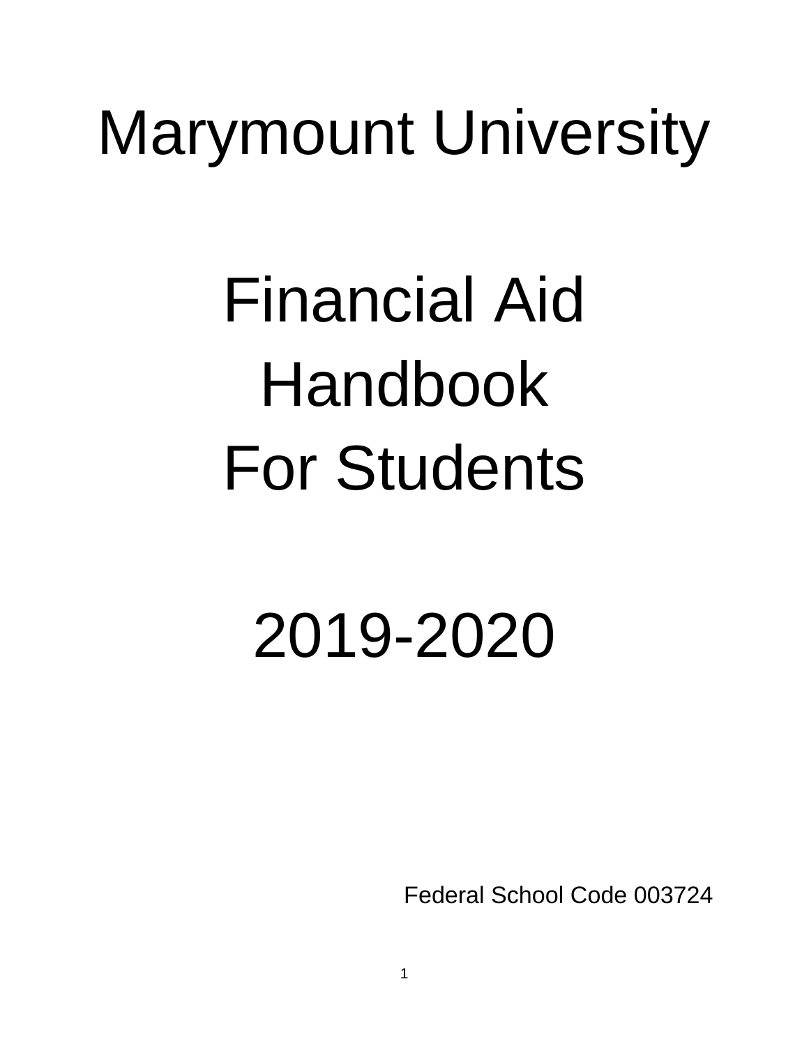# Marymount University

# Financial Aid Handbook For Students

# 2019-2020

Federal School Code 003724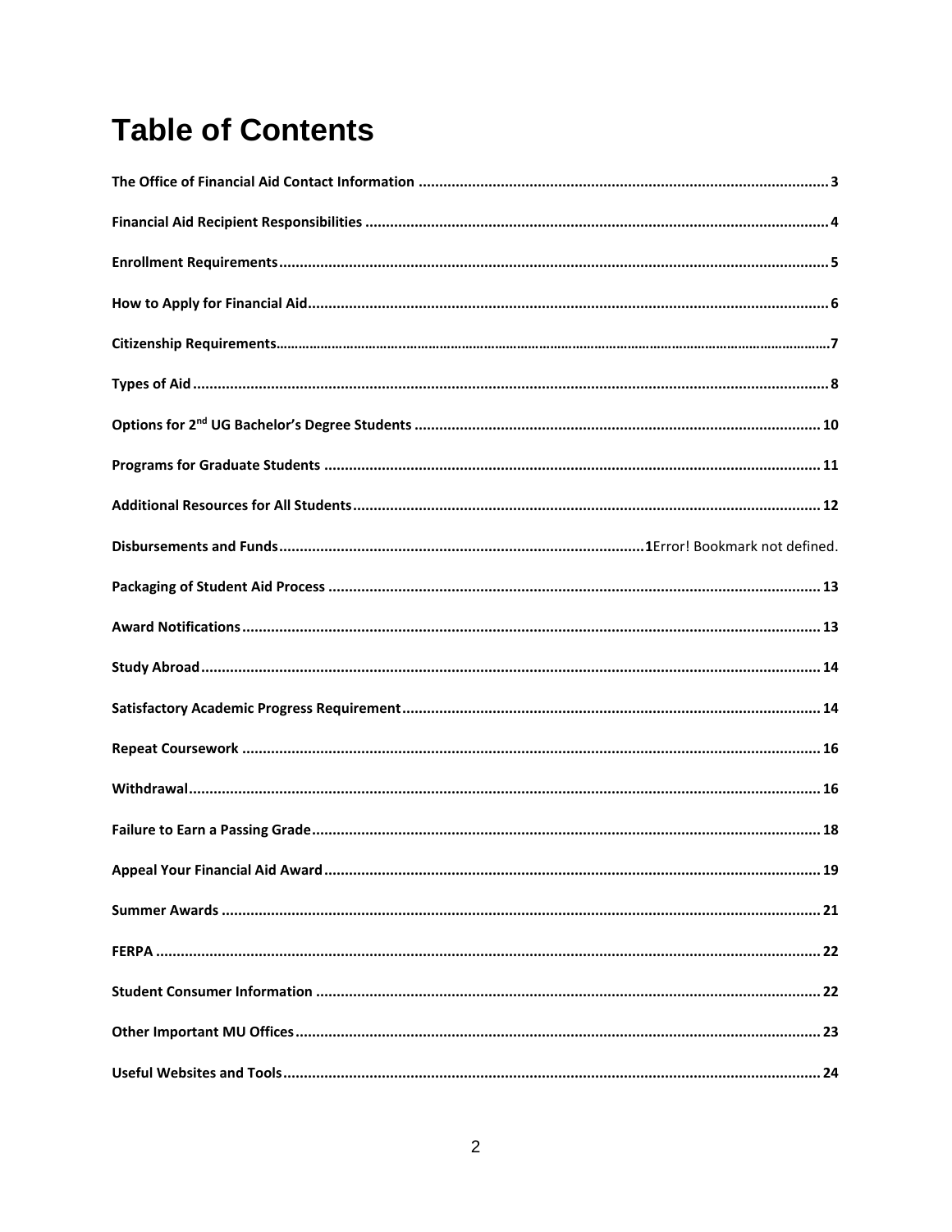# Table of Contents

The Office of Financial Aid Contact Information ..... 3

Financial Aid Recipient Responsibilities ..... 4

Enrollment Requirements ..... 5

How to Apply for Financial Aid ..... 6

Citizenship Requirements ..... 7

Types of Aid ..... 8

Options for 2nd UG Bachelor's Degree Students ..... 10

Programs for Graduate Students ..... 11

Additional Resources for All Students ..... 12

Disbursements and Funds ..... 1Error! Bookmark not defined.

Packaging of Student Aid Process ..... 13

Award Notifications ..... 13

Study Abroad ..... 14

Satisfactory Academic Progress Requirement ..... 14

Repeat Coursework ..... 16

Withdrawal ..... 16

Failure to Earn a Passing Grade ..... 18

Appeal Your Financial Aid Award ..... 19

Summer Awards ..... 21

FERPA ..... 22

Student Consumer Information ..... 22

Other Important MU Offices ..... 23

Useful Websites and Tools ..... 24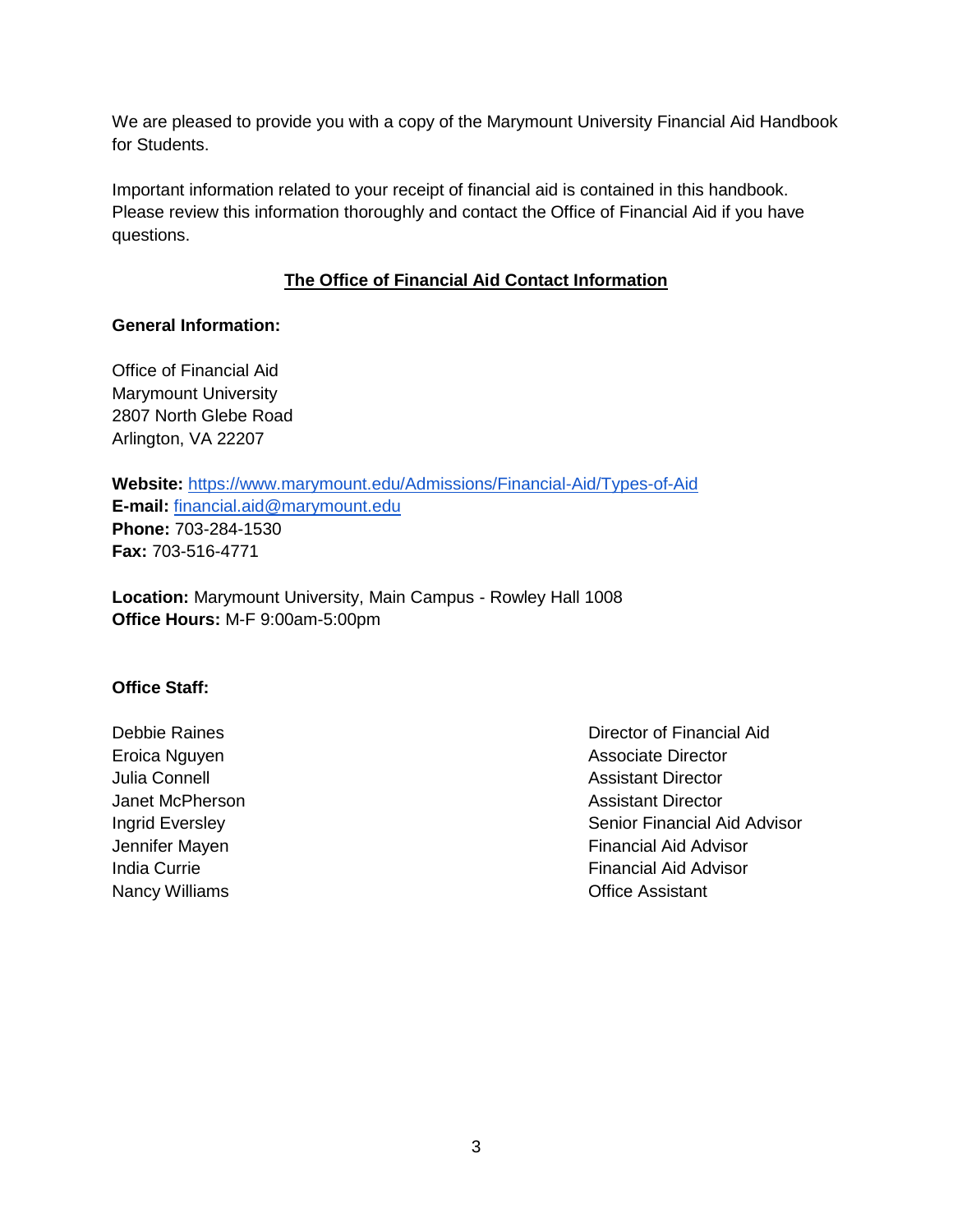We are pleased to provide you with a copy of the Marymount University Financial Aid Handbook for Students.

Important information related to your receipt of financial aid is contained in this handbook. Please review this information thoroughly and contact the Office of Financial Aid if you have questions.

## The Office of Financial Aid Contact Information

**General Information:**

Office of Financial Aid
Marymount University
2807 North Glebe Road
Arlington, VA 22207

**Website:** https://www.marymount.edu/Admissions/Financial-Aid/Types-of-Aid
**E-mail:** financial.aid@marymount.edu
**Phone:** 703-284-1530
**Fax:** 703-516-4771

**Location:** Marymount University, Main Campus - Rowley Hall 1008
**Office Hours:** M-F 9:00am-5:00pm

**Office Staff:**

| | |
|---|---|
| Debbie Raines | Director of Financial Aid |
| Eroica Nguyen | Associate Director |
| Julia Connell | Assistant Director |
| Janet McPherson | Assistant Director |
| Ingrid Eversley | Senior Financial Aid Advisor |
| Jennifer Mayen | Financial Aid Advisor |
| India Currie | Financial Aid Advisor |
| Nancy Williams | Office Assistant |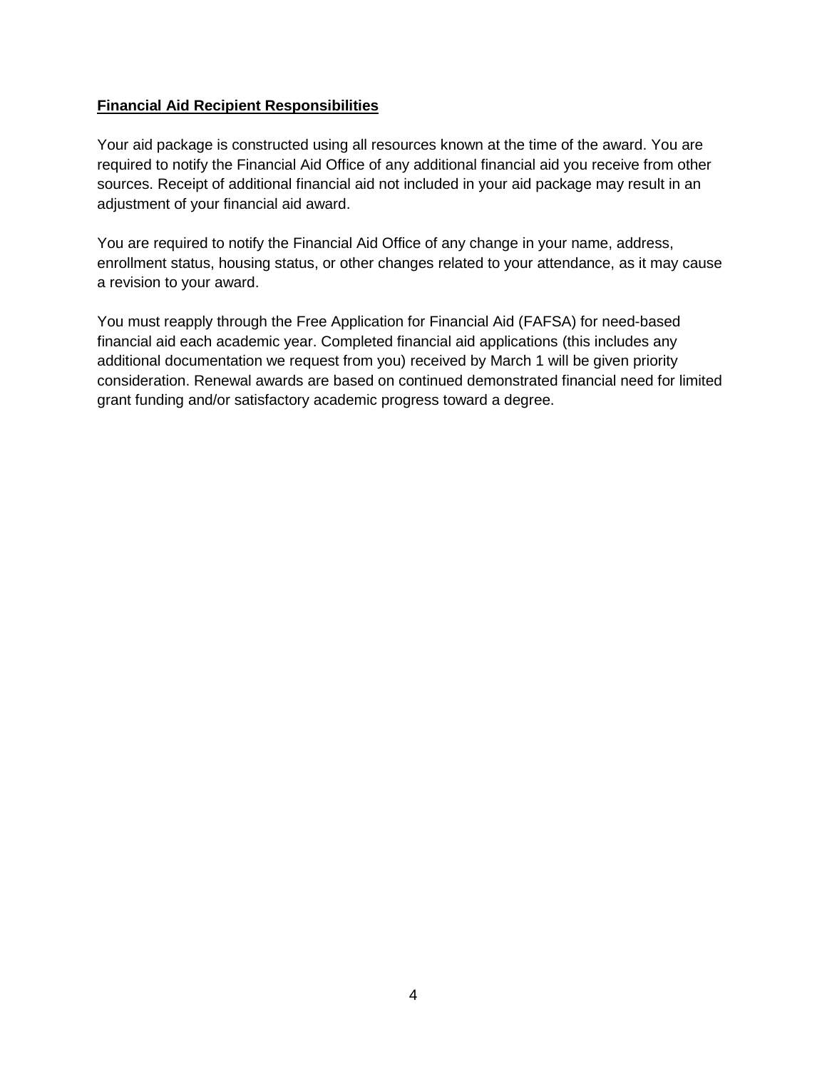**Financial Aid Recipient Responsibilities**

Your aid package is constructed using all resources known at the time of the award. You are required to notify the Financial Aid Office of any additional financial aid you receive from other sources. Receipt of additional financial aid not included in your aid package may result in an adjustment of your financial aid award.

You are required to notify the Financial Aid Office of any change in your name, address, enrollment status, housing status, or other changes related to your attendance, as it may cause a revision to your award.

You must reapply through the Free Application for Financial Aid (FAFSA) for need-based financial aid each academic year. Completed financial aid applications (this includes any additional documentation we request from you) received by March 1 will be given priority consideration. Renewal awards are based on continued demonstrated financial need for limited grant funding and/or satisfactory academic progress toward a degree.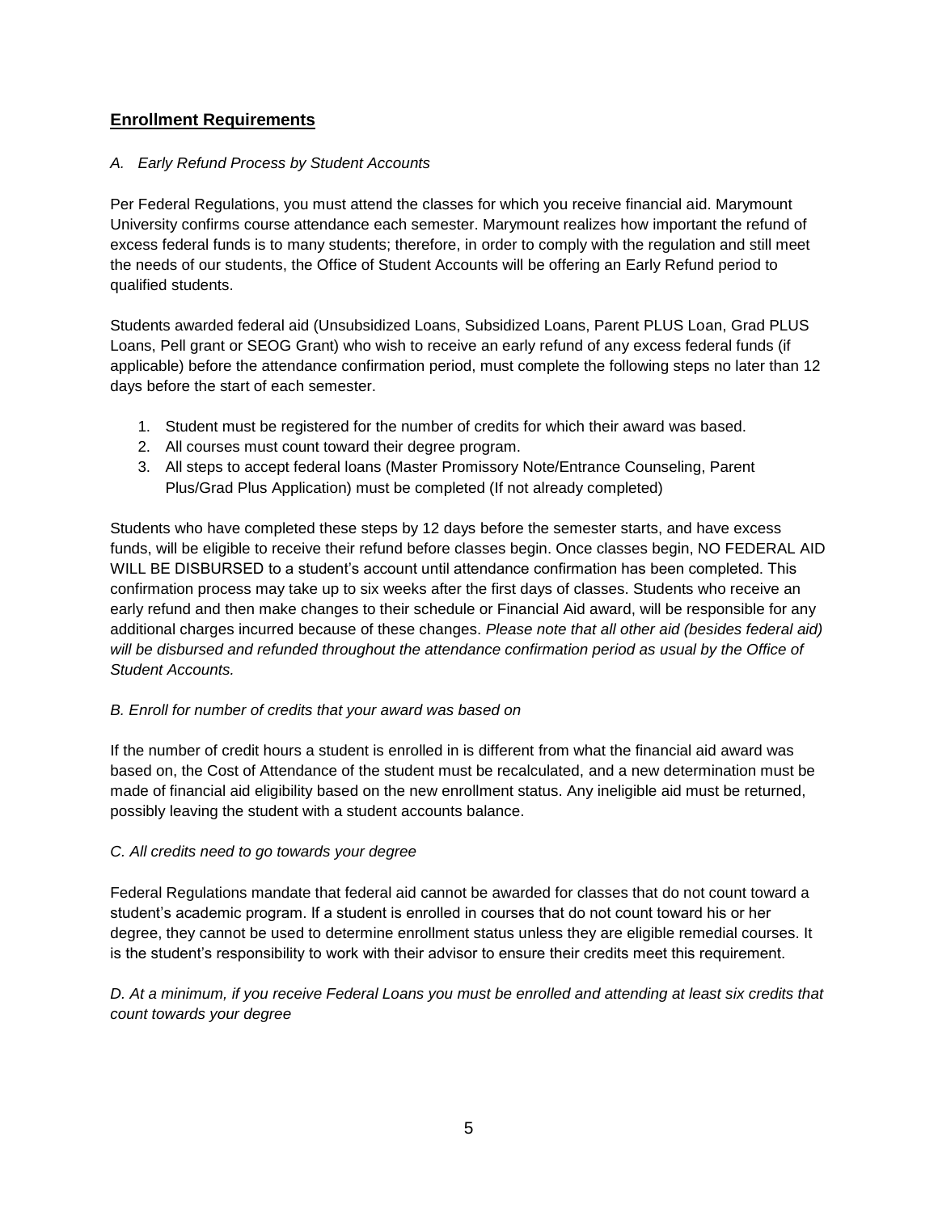## Enrollment Requirements

*A. Early Refund Process by Student Accounts*

Per Federal Regulations, you must attend the classes for which you receive financial aid. Marymount University confirms course attendance each semester. Marymount realizes how important the refund of excess federal funds is to many students; therefore, in order to comply with the regulation and still meet the needs of our students, the Office of Student Accounts will be offering an Early Refund period to qualified students.

Students awarded federal aid (Unsubsidized Loans, Subsidized Loans, Parent PLUS Loan, Grad PLUS Loans, Pell grant or SEOG Grant) who wish to receive an early refund of any excess federal funds (if applicable) before the attendance confirmation period, must complete the following steps no later than 12 days before the start of each semester.

1. Student must be registered for the number of credits for which their award was based.
2. All courses must count toward their degree program.
3. All steps to accept federal loans (Master Promissory Note/Entrance Counseling, Parent Plus/Grad Plus Application) must be completed (If not already completed)

Students who have completed these steps by 12 days before the semester starts, and have excess funds, will be eligible to receive their refund before classes begin. Once classes begin, NO FEDERAL AID WILL BE DISBURSED to a student's account until attendance confirmation has been completed. This confirmation process may take up to six weeks after the first days of classes. Students who receive an early refund and then make changes to their schedule or Financial Aid award, will be responsible for any additional charges incurred because of these changes. *Please note that all other aid (besides federal aid) will be disbursed and refunded throughout the attendance confirmation period as usual by the Office of Student Accounts.*

*B. Enroll for number of credits that your award was based on*

If the number of credit hours a student is enrolled in is different from what the financial aid award was based on, the Cost of Attendance of the student must be recalculated, and a new determination must be made of financial aid eligibility based on the new enrollment status. Any ineligible aid must be returned, possibly leaving the student with a student accounts balance.

*C. All credits need to go towards your degree*

Federal Regulations mandate that federal aid cannot be awarded for classes that do not count toward a student's academic program. If a student is enrolled in courses that do not count toward his or her degree, they cannot be used to determine enrollment status unless they are eligible remedial courses. It is the student's responsibility to work with their advisor to ensure their credits meet this requirement.

*D. At a minimum, if you receive Federal Loans you must be enrolled and attending at least six credits that count towards your degree*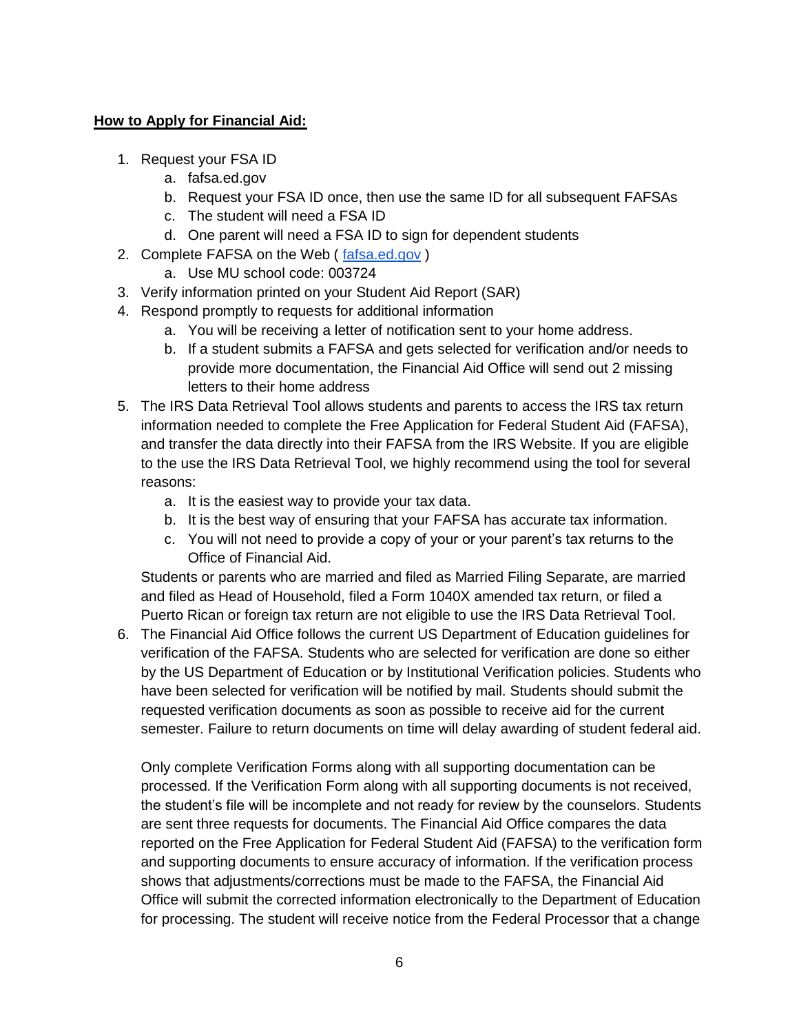**How to Apply for Financial Aid:**

1. Request your FSA ID
    a. fafsa.ed.gov
    b. Request your FSA ID once, then use the same ID for all subsequent FAFSAs
    c. The student will need a FSA ID
    d. One parent will need a FSA ID to sign for dependent students
2. Complete FAFSA on the Web ( [fafsa.ed.gov](fafsa.ed.gov) )
    a. Use MU school code: 003724
3. Verify information printed on your Student Aid Report (SAR)
4. Respond promptly to requests for additional information
    a. You will be receiving a letter of notification sent to your home address.
    b. If a student submits a FAFSA and gets selected for verification and/or needs to provide more documentation, the Financial Aid Office will send out 2 missing letters to their home address
5. The IRS Data Retrieval Tool allows students and parents to access the IRS tax return information needed to complete the Free Application for Federal Student Aid (FAFSA), and transfer the data directly into their FAFSA from the IRS Website. If you are eligible to the use the IRS Data Retrieval Tool, we highly recommend using the tool for several reasons:
    a. It is the easiest way to provide your tax data.
    b. It is the best way of ensuring that your FAFSA has accurate tax information.
    c. You will not need to provide a copy of your or your parent's tax returns to the Office of Financial Aid.

    Students or parents who are married and filed as Married Filing Separate, are married and filed as Head of Household, filed a Form 1040X amended tax return, or filed a Puerto Rican or foreign tax return are not eligible to use the IRS Data Retrieval Tool.
6. The Financial Aid Office follows the current US Department of Education guidelines for verification of the FAFSA. Students who are selected for verification are done so either by the US Department of Education or by Institutional Verification policies. Students who have been selected for verification will be notified by mail. Students should submit the requested verification documents as soon as possible to receive aid for the current semester. Failure to return documents on time will delay awarding of student federal aid.

    Only complete Verification Forms along with all supporting documentation can be processed. If the Verification Form along with all supporting documents is not received, the student's file will be incomplete and not ready for review by the counselors. Students are sent three requests for documents. The Financial Aid Office compares the data reported on the Free Application for Federal Student Aid (FAFSA) to the verification form and supporting documents to ensure accuracy of information. If the verification process shows that adjustments/corrections must be made to the FAFSA, the Financial Aid Office will submit the corrected information electronically to the Department of Education for processing. The student will receive notice from the Federal Processor that a change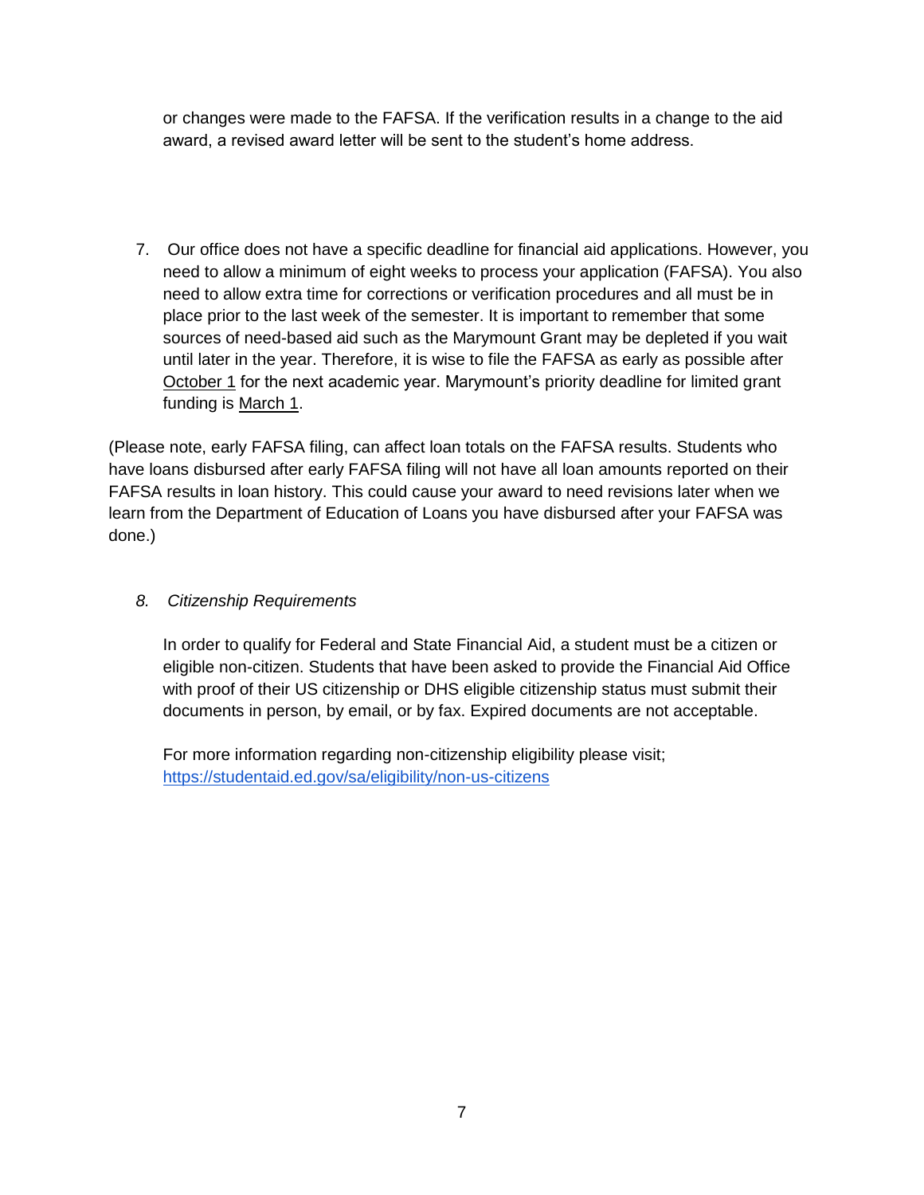or changes were made to the FAFSA. If the verification results in a change to the aid award, a revised award letter will be sent to the student's home address.

7. Our office does not have a specific deadline for financial aid applications. However, you need to allow a minimum of eight weeks to process your application (FAFSA). You also need to allow extra time for corrections or verification procedures and all must be in place prior to the last week of the semester. It is important to remember that some sources of need-based aid such as the Marymount Grant may be depleted if you wait until later in the year. Therefore, it is wise to file the FAFSA as early as possible after <u>October 1</u> for the next academic year. Marymount's priority deadline for limited grant funding is <u>March 1</u>.

(Please note, early FAFSA filing, can affect loan totals on the FAFSA results. Students who have loans disbursed after early FAFSA filing will not have all loan amounts reported on their FAFSA results in loan history. This could cause your award to need revisions later when we learn from the Department of Education of Loans you have disbursed after your FAFSA was done.)

8. *Citizenship Requirements*

In order to qualify for Federal and State Financial Aid, a student must be a citizen or eligible non-citizen. Students that have been asked to provide the Financial Aid Office with proof of their US citizenship or DHS eligible citizenship status must submit their documents in person, by email, or by fax. Expired documents are not acceptable.

For more information regarding non-citizenship eligibility please visit; https://studentaid.ed.gov/sa/eligibility/non-us-citizens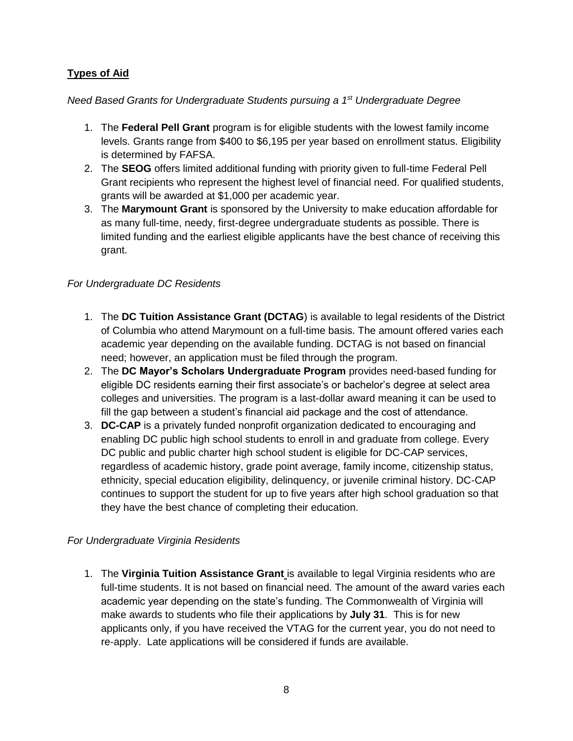## **Types of Aid**

*Need Based Grants for Undergraduate Students pursuing a 1st Undergraduate Degree*

1. The **Federal Pell Grant** program is for eligible students with the lowest family income levels. Grants range from $400 to $6,195 per year based on enrollment status. Eligibility is determined by FAFSA.
2. The **SEOG** offers limited additional funding with priority given to full-time Federal Pell Grant recipients who represent the highest level of financial need. For qualified students, grants will be awarded at $1,000 per academic year.
3. The **Marymount Grant** is sponsored by the University to make education affordable for as many full-time, needy, first-degree undergraduate students as possible. There is limited funding and the earliest eligible applicants have the best chance of receiving this grant.

*For Undergraduate DC Residents*

1. The **DC Tuition Assistance Grant (DCTAG**) is available to legal residents of the District of Columbia who attend Marymount on a full-time basis. The amount offered varies each academic year depending on the available funding. DCTAG is not based on financial need; however, an application must be filed through the program.
2. The **DC Mayor's Scholars Undergraduate Program** provides need-based funding for eligible DC residents earning their first associate's or bachelor's degree at select area colleges and universities. The program is a last-dollar award meaning it can be used to fill the gap between a student's financial aid package and the cost of attendance.
3. **DC-CAP** is a privately funded nonprofit organization dedicated to encouraging and enabling DC public high school students to enroll in and graduate from college. Every DC public and public charter high school student is eligible for DC-CAP services, regardless of academic history, grade point average, family income, citizenship status, ethnicity, special education eligibility, delinquency, or juvenile criminal history. DC-CAP continues to support the student for up to five years after high school graduation so that they have the best chance of completing their education.

*For Undergraduate Virginia Residents*

1. The **Virginia Tuition Assistance Grant** is available to legal Virginia residents who are full-time students. It is not based on financial need. The amount of the award varies each academic year depending on the state's funding. The Commonwealth of Virginia will make awards to students who file their applications by **July 31**. This is for new applicants only, if you have received the VTAG for the current year, you do not need to re-apply. Late applications will be considered if funds are available.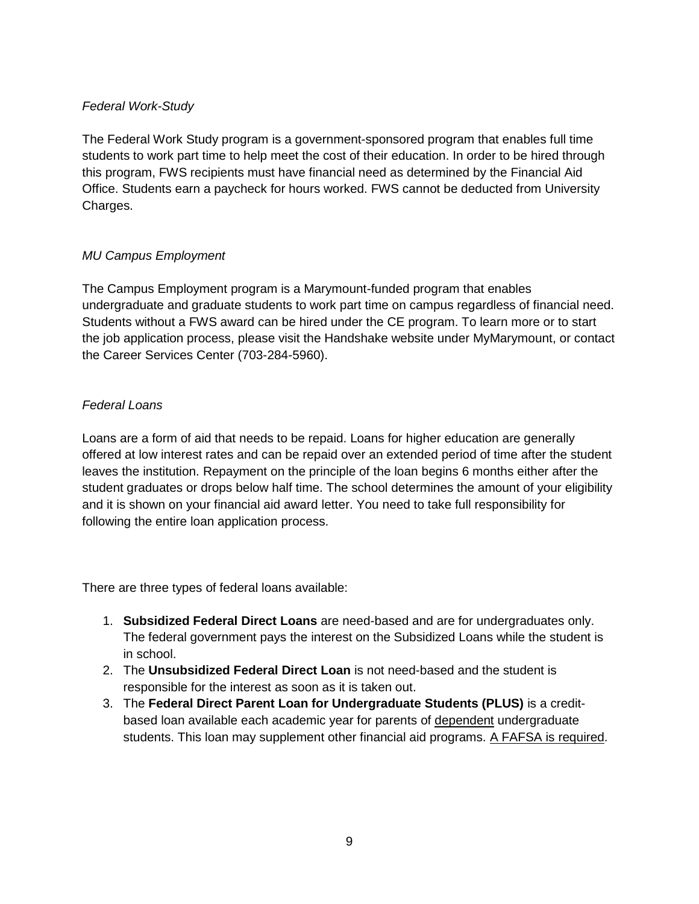*Federal Work-Study*

The Federal Work Study program is a government-sponsored program that enables full time students to work part time to help meet the cost of their education. In order to be hired through this program, FWS recipients must have financial need as determined by the Financial Aid Office. Students earn a paycheck for hours worked. FWS cannot be deducted from University Charges.

*MU Campus Employment*

The Campus Employment program is a Marymount-funded program that enables undergraduate and graduate students to work part time on campus regardless of financial need. Students without a FWS award can be hired under the CE program. To learn more or to start the job application process, please visit the Handshake website under MyMarymount, or contact the Career Services Center (703-284-5960).

*Federal Loans*

Loans are a form of aid that needs to be repaid. Loans for higher education are generally offered at low interest rates and can be repaid over an extended period of time after the student leaves the institution. Repayment on the principle of the loan begins 6 months either after the student graduates or drops below half time. The school determines the amount of your eligibility and it is shown on your financial aid award letter. You need to take full responsibility for following the entire loan application process.

There are three types of federal loans available:

1. **Subsidized Federal Direct Loans** are need-based and are for undergraduates only. The federal government pays the interest on the Subsidized Loans while the student is in school.
2. The **Unsubsidized Federal Direct Loan** is not need-based and the student is responsible for the interest as soon as it is taken out.
3. The **Federal Direct Parent Loan for Undergraduate Students (PLUS)** is a credit-based loan available each academic year for parents of <u>dependent</u> undergraduate students. This loan may supplement other financial aid programs. <u>A FAFSA is required</u>.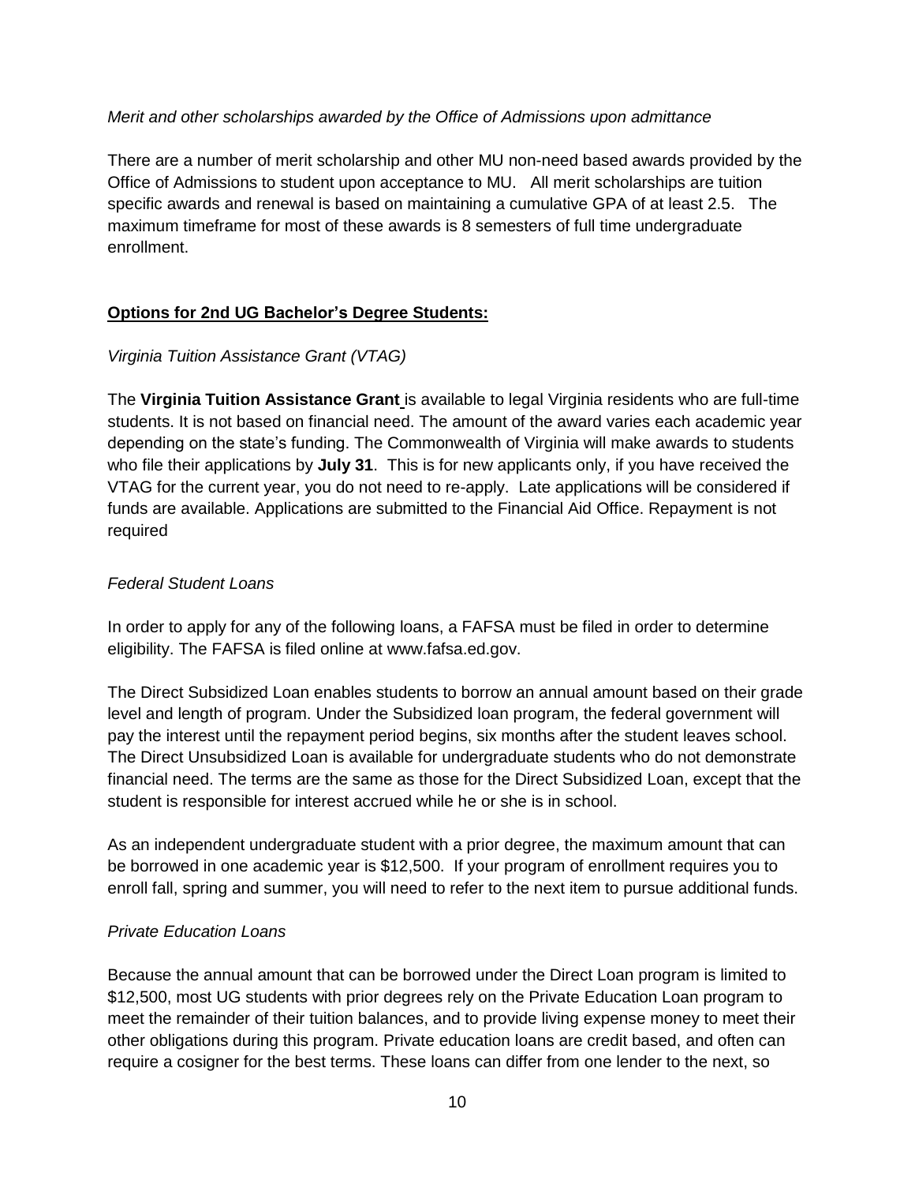*Merit and other scholarships awarded by the Office of Admissions upon admittance*

There are a number of merit scholarship and other MU non-need based awards provided by the Office of Admissions to student upon acceptance to MU. All merit scholarships are tuition specific awards and renewal is based on maintaining a cumulative GPA of at least 2.5. The maximum timeframe for most of these awards is 8 semesters of full time undergraduate enrollment.

## **Options for 2nd UG Bachelor's Degree Students:**

*Virginia Tuition Assistance Grant (VTAG)*

The **Virginia Tuition Assistance Grant** is available to legal Virginia residents who are full-time students. It is not based on financial need. The amount of the award varies each academic year depending on the state's funding. The Commonwealth of Virginia will make awards to students who file their applications by **July 31**. This is for new applicants only, if you have received the VTAG for the current year, you do not need to re-apply. Late applications will be considered if funds are available. Applications are submitted to the Financial Aid Office. Repayment is not required

*Federal Student Loans*

In order to apply for any of the following loans, a FAFSA must be filed in order to determine eligibility. The FAFSA is filed online at www.fafsa.ed.gov.

The Direct Subsidized Loan enables students to borrow an annual amount based on their grade level and length of program. Under the Subsidized loan program, the federal government will pay the interest until the repayment period begins, six months after the student leaves school. The Direct Unsubsidized Loan is available for undergraduate students who do not demonstrate financial need. The terms are the same as those for the Direct Subsidized Loan, except that the student is responsible for interest accrued while he or she is in school.

As an independent undergraduate student with a prior degree, the maximum amount that can be borrowed in one academic year is $12,500. If your program of enrollment requires you to enroll fall, spring and summer, you will need to refer to the next item to pursue additional funds.

*Private Education Loans*

Because the annual amount that can be borrowed under the Direct Loan program is limited to $12,500, most UG students with prior degrees rely on the Private Education Loan program to meet the remainder of their tuition balances, and to provide living expense money to meet their other obligations during this program. Private education loans are credit based, and often can require a cosigner for the best terms. These loans can differ from one lender to the next, so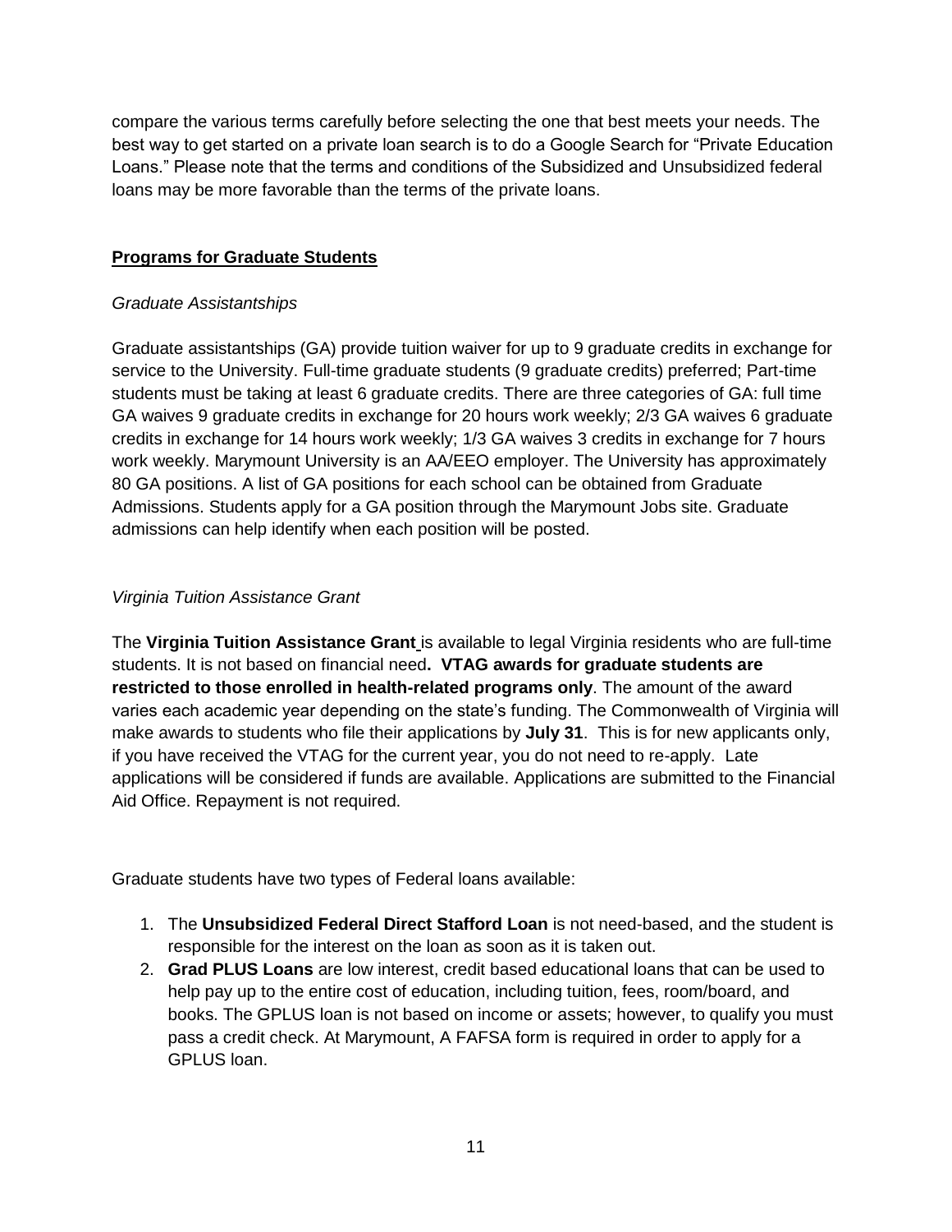compare the various terms carefully before selecting the one that best meets your needs. The best way to get started on a private loan search is to do a Google Search for "Private Education Loans." Please note that the terms and conditions of the Subsidized and Unsubsidized federal loans may be more favorable than the terms of the private loans.

## Programs for Graduate Students

*Graduate Assistantships*

Graduate assistantships (GA) provide tuition waiver for up to 9 graduate credits in exchange for service to the University. Full-time graduate students (9 graduate credits) preferred; Part-time students must be taking at least 6 graduate credits. There are three categories of GA: full time GA waives 9 graduate credits in exchange for 20 hours work weekly; 2/3 GA waives 6 graduate credits in exchange for 14 hours work weekly; 1/3 GA waives 3 credits in exchange for 7 hours work weekly. Marymount University is an AA/EEO employer. The University has approximately 80 GA positions. A list of GA positions for each school can be obtained from Graduate Admissions. Students apply for a GA position through the Marymount Jobs site. Graduate admissions can help identify when each position will be posted.

*Virginia Tuition Assistance Grant*

The **Virginia Tuition Assistance Grant** is available to legal Virginia residents who are full-time students. It is not based on financial need**. VTAG awards for graduate students are restricted to those enrolled in health-related programs only**. The amount of the award varies each academic year depending on the state's funding. The Commonwealth of Virginia will make awards to students who file their applications by **July 31**. This is for new applicants only, if you have received the VTAG for the current year, you do not need to re-apply. Late applications will be considered if funds are available. Applications are submitted to the Financial Aid Office. Repayment is not required.

Graduate students have two types of Federal loans available:

1. The **Unsubsidized Federal Direct Stafford Loan** is not need-based, and the student is responsible for the interest on the loan as soon as it is taken out.
2. **Grad PLUS Loans** are low interest, credit based educational loans that can be used to help pay up to the entire cost of education, including tuition, fees, room/board, and books. The GPLUS loan is not based on income or assets; however, to qualify you must pass a credit check. At Marymount, A FAFSA form is required in order to apply for a GPLUS loan.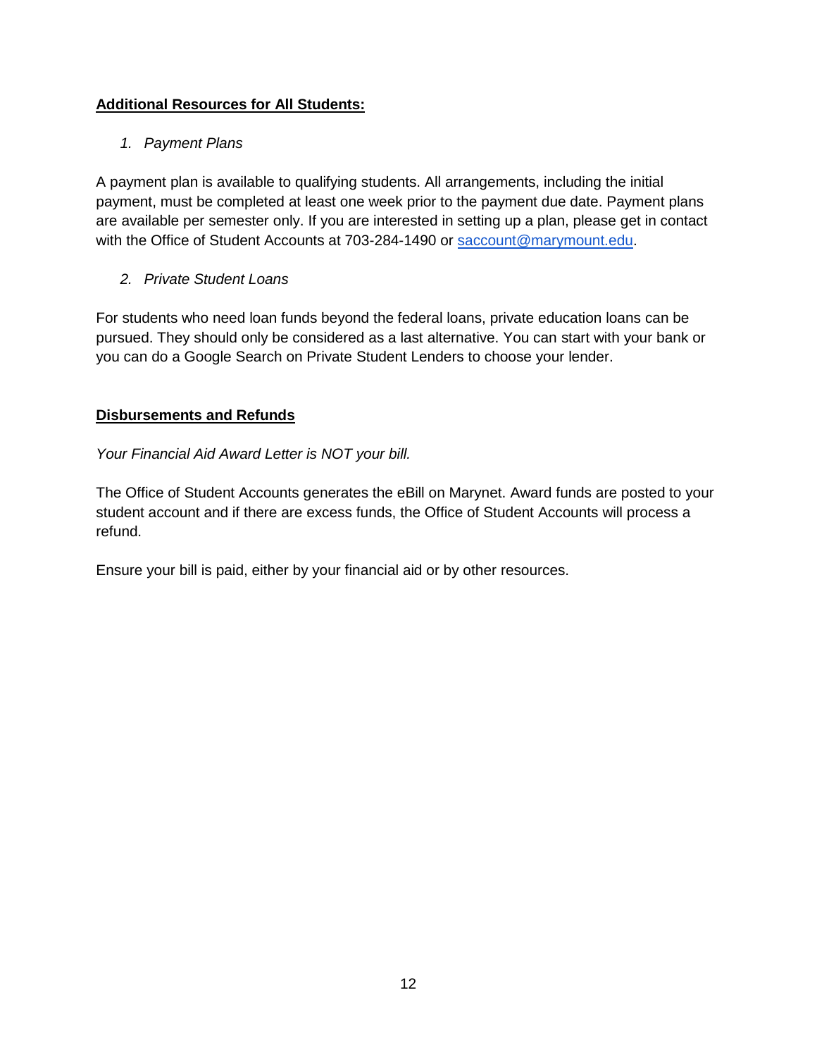**Additional Resources for All Students:**

1. *Payment Plans*

A payment plan is available to qualifying students. All arrangements, including the initial payment, must be completed at least one week prior to the payment due date. Payment plans are available per semester only. If you are interested in setting up a plan, please get in contact with the Office of Student Accounts at 703-284-1490 or [saccount@marymount.edu](mailto:saccount@marymount.edu).

2. *Private Student Loans*

For students who need loan funds beyond the federal loans, private education loans can be pursued. They should only be considered as a last alternative. You can start with your bank or you can do a Google Search on Private Student Lenders to choose your lender.

**Disbursements and Refunds**

*Your Financial Aid Award Letter is NOT your bill.*

The Office of Student Accounts generates the eBill on Marynet. Award funds are posted to your student account and if there are excess funds, the Office of Student Accounts will process a refund.

Ensure your bill is paid, either by your financial aid or by other resources.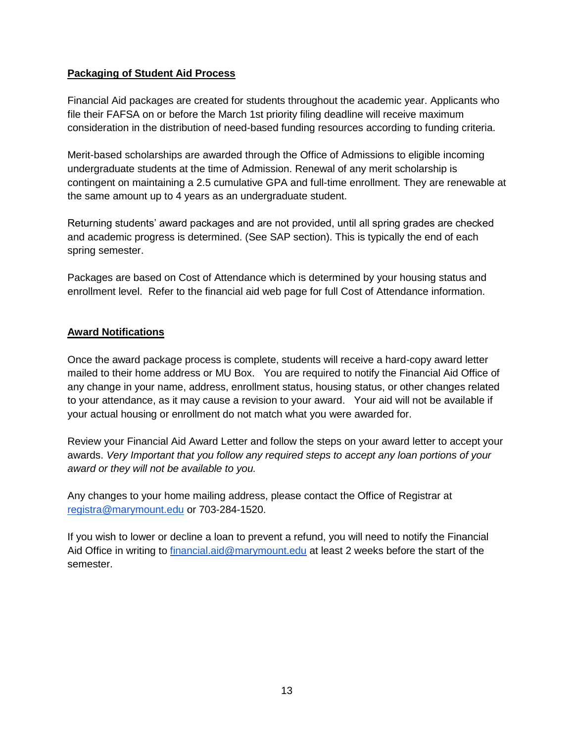## Packaging of Student Aid Process

Financial Aid packages are created for students throughout the academic year. Applicants who file their FAFSA on or before the March 1st priority filing deadline will receive maximum consideration in the distribution of need-based funding resources according to funding criteria.

Merit-based scholarships are awarded through the Office of Admissions to eligible incoming undergraduate students at the time of Admission. Renewal of any merit scholarship is contingent on maintaining a 2.5 cumulative GPA and full-time enrollment. They are renewable at the same amount up to 4 years as an undergraduate student.

Returning students' award packages and are not provided, until all spring grades are checked and academic progress is determined. (See SAP section). This is typically the end of each spring semester.

Packages are based on Cost of Attendance which is determined by your housing status and enrollment level.  Refer to the financial aid web page for full Cost of Attendance information.

## Award Notifications

Once the award package process is complete, students will receive a hard-copy award letter mailed to their home address or MU Box.   You are required to notify the Financial Aid Office of any change in your name, address, enrollment status, housing status, or other changes related to your attendance, as it may cause a revision to your award.   Your aid will not be available if your actual housing or enrollment do not match what you were awarded for.

Review your Financial Aid Award Letter and follow the steps on your award letter to accept your awards. *Very Important that you follow any required steps to accept any loan portions of your award or they will not be available to you.*

Any changes to your home mailing address, please contact the Office of Registrar at registra@marymount.edu or 703-284-1520.

If you wish to lower or decline a loan to prevent a refund, you will need to notify the Financial Aid Office in writing to financial.aid@marymount.edu at least 2 weeks before the start of the semester.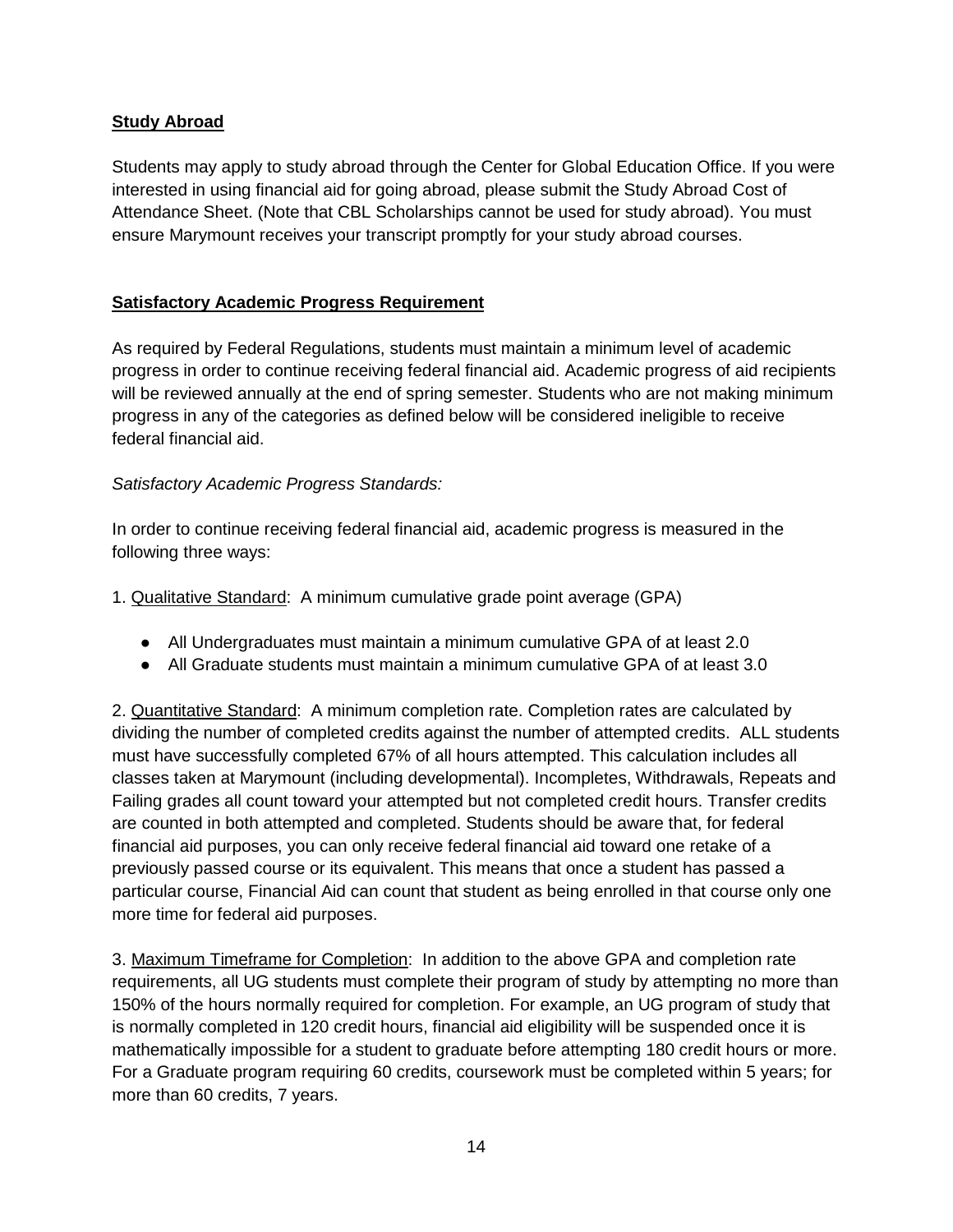**Study Abroad**

Students may apply to study abroad through the Center for Global Education Office. If you were interested in using financial aid for going abroad, please submit the Study Abroad Cost of Attendance Sheet. (Note that CBL Scholarships cannot be used for study abroad). You must ensure Marymount receives your transcript promptly for your study abroad courses.

**Satisfactory Academic Progress Requirement**

As required by Federal Regulations, students must maintain a minimum level of academic progress in order to continue receiving federal financial aid. Academic progress of aid recipients will be reviewed annually at the end of spring semester. Students who are not making minimum progress in any of the categories as defined below will be considered ineligible to receive federal financial aid.

*Satisfactory Academic Progress Standards:*

In order to continue receiving federal financial aid, academic progress is measured in the following three ways:

1. Qualitative Standard: A minimum cumulative grade point average (GPA)

- All Undergraduates must maintain a minimum cumulative GPA of at least 2.0
- All Graduate students must maintain a minimum cumulative GPA of at least 3.0

2. Quantitative Standard: A minimum completion rate. Completion rates are calculated by dividing the number of completed credits against the number of attempted credits. ALL students must have successfully completed 67% of all hours attempted. This calculation includes all classes taken at Marymount (including developmental). Incompletes, Withdrawals, Repeats and Failing grades all count toward your attempted but not completed credit hours. Transfer credits are counted in both attempted and completed. Students should be aware that, for federal financial aid purposes, you can only receive federal financial aid toward one retake of a previously passed course or its equivalent. This means that once a student has passed a particular course, Financial Aid can count that student as being enrolled in that course only one more time for federal aid purposes.

3. Maximum Timeframe for Completion: In addition to the above GPA and completion rate requirements, all UG students must complete their program of study by attempting no more than 150% of the hours normally required for completion. For example, an UG program of study that is normally completed in 120 credit hours, financial aid eligibility will be suspended once it is mathematically impossible for a student to graduate before attempting 180 credit hours or more. For a Graduate program requiring 60 credits, coursework must be completed within 5 years; for more than 60 credits, 7 years.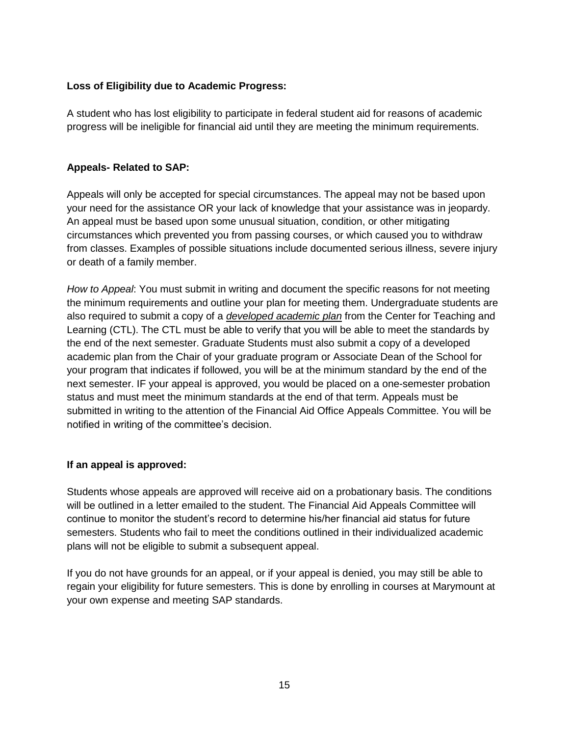**Loss of Eligibility due to Academic Progress:**

A student who has lost eligibility to participate in federal student aid for reasons of academic progress will be ineligible for financial aid until they are meeting the minimum requirements.

**Appeals- Related to SAP:**

Appeals will only be accepted for special circumstances. The appeal may not be based upon your need for the assistance OR your lack of knowledge that your assistance was in jeopardy. An appeal must be based upon some unusual situation, condition, or other mitigating circumstances which prevented you from passing courses, or which caused you to withdraw from classes. Examples of possible situations include documented serious illness, severe injury or death of a family member.

*How to Appeal*: You must submit in writing and document the specific reasons for not meeting the minimum requirements and outline your plan for meeting them. Undergraduate students are also required to submit a copy of a ***developed academic plan*** from the Center for Teaching and Learning (CTL). The CTL must be able to verify that you will be able to meet the standards by the end of the next semester. Graduate Students must also submit a copy of a developed academic plan from the Chair of your graduate program or Associate Dean of the School for your program that indicates if followed, you will be at the minimum standard by the end of the next semester. IF your appeal is approved, you would be placed on a one-semester probation status and must meet the minimum standards at the end of that term. Appeals must be submitted in writing to the attention of the Financial Aid Office Appeals Committee. You will be notified in writing of the committee's decision.

**If an appeal is approved:**

Students whose appeals are approved will receive aid on a probationary basis. The conditions will be outlined in a letter emailed to the student. The Financial Aid Appeals Committee will continue to monitor the student's record to determine his/her financial aid status for future semesters. Students who fail to meet the conditions outlined in their individualized academic plans will not be eligible to submit a subsequent appeal.

If you do not have grounds for an appeal, or if your appeal is denied, you may still be able to regain your eligibility for future semesters. This is done by enrolling in courses at Marymount at your own expense and meeting SAP standards.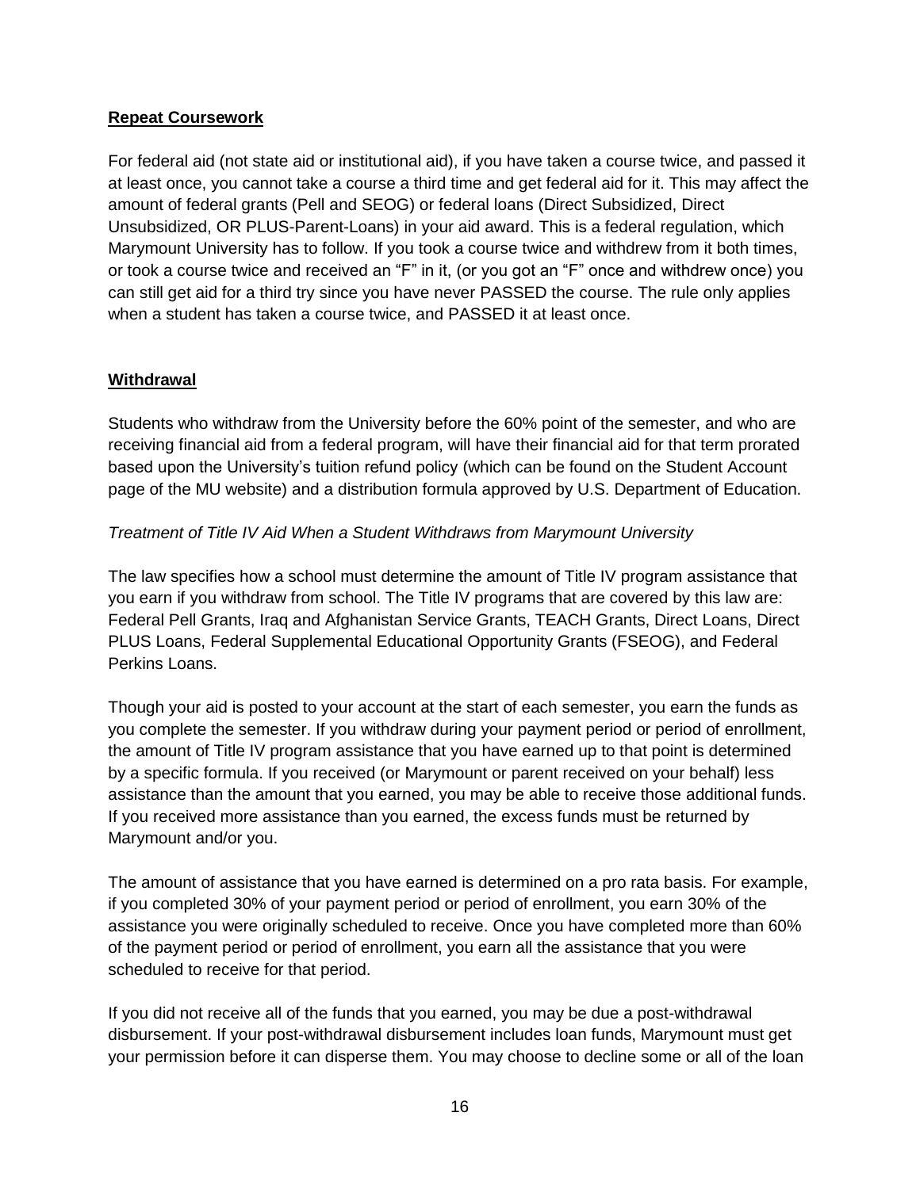## Repeat Coursework

For federal aid (not state aid or institutional aid), if you have taken a course twice, and passed it at least once, you cannot take a course a third time and get federal aid for it. This may affect the amount of federal grants (Pell and SEOG) or federal loans (Direct Subsidized, Direct Unsubsidized, OR PLUS-Parent-Loans) in your aid award. This is a federal regulation, which Marymount University has to follow. If you took a course twice and withdrew from it both times, or took a course twice and received an "F" in it, (or you got an "F" once and withdrew once) you can still get aid for a third try since you have never PASSED the course. The rule only applies when a student has taken a course twice, and PASSED it at least once.

## Withdrawal

Students who withdraw from the University before the 60% point of the semester, and who are receiving financial aid from a federal program, will have their financial aid for that term prorated based upon the University's tuition refund policy (which can be found on the Student Account page of the MU website) and a distribution formula approved by U.S. Department of Education.

*Treatment of Title IV Aid When a Student Withdraws from Marymount University*

The law specifies how a school must determine the amount of Title IV program assistance that you earn if you withdraw from school. The Title IV programs that are covered by this law are: Federal Pell Grants, Iraq and Afghanistan Service Grants, TEACH Grants, Direct Loans, Direct PLUS Loans, Federal Supplemental Educational Opportunity Grants (FSEOG), and Federal Perkins Loans.

Though your aid is posted to your account at the start of each semester, you earn the funds as you complete the semester. If you withdraw during your payment period or period of enrollment, the amount of Title IV program assistance that you have earned up to that point is determined by a specific formula. If you received (or Marymount or parent received on your behalf) less assistance than the amount that you earned, you may be able to receive those additional funds. If you received more assistance than you earned, the excess funds must be returned by Marymount and/or you.

The amount of assistance that you have earned is determined on a pro rata basis. For example, if you completed 30% of your payment period or period of enrollment, you earn 30% of the assistance you were originally scheduled to receive. Once you have completed more than 60% of the payment period or period of enrollment, you earn all the assistance that you were scheduled to receive for that period.

If you did not receive all of the funds that you earned, you may be due a post-withdrawal disbursement. If your post-withdrawal disbursement includes loan funds, Marymount must get your permission before it can disperse them. You may choose to decline some or all of the loan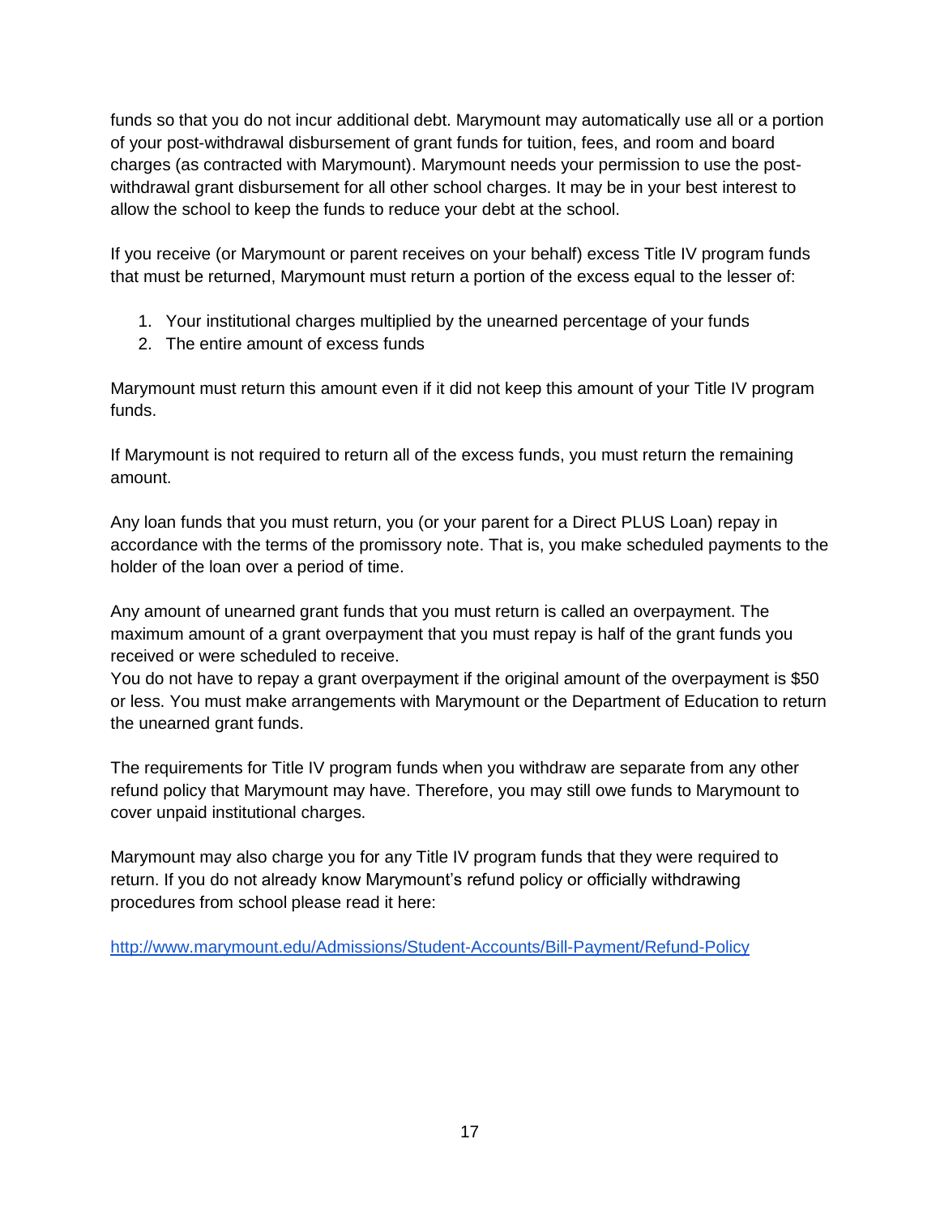funds so that you do not incur additional debt. Marymount may automatically use all or a portion of your post-withdrawal disbursement of grant funds for tuition, fees, and room and board charges (as contracted with Marymount). Marymount needs your permission to use the post-withdrawal grant disbursement for all other school charges. It may be in your best interest to allow the school to keep the funds to reduce your debt at the school.

If you receive (or Marymount or parent receives on your behalf) excess Title IV program funds that must be returned, Marymount must return a portion of the excess equal to the lesser of:

1. Your institutional charges multiplied by the unearned percentage of your funds
2. The entire amount of excess funds

Marymount must return this amount even if it did not keep this amount of your Title IV program funds.

If Marymount is not required to return all of the excess funds, you must return the remaining amount.

Any loan funds that you must return, you (or your parent for a Direct PLUS Loan) repay in accordance with the terms of the promissory note. That is, you make scheduled payments to the holder of the loan over a period of time.

Any amount of unearned grant funds that you must return is called an overpayment. The maximum amount of a grant overpayment that you must repay is half of the grant funds you received or were scheduled to receive.
You do not have to repay a grant overpayment if the original amount of the overpayment is $50 or less. You must make arrangements with Marymount or the Department of Education to return the unearned grant funds.

The requirements for Title IV program funds when you withdraw are separate from any other refund policy that Marymount may have. Therefore, you may still owe funds to Marymount to cover unpaid institutional charges.

Marymount may also charge you for any Title IV program funds that they were required to return. If you do not already know Marymount's refund policy or officially withdrawing procedures from school please read it here:

http://www.marymount.edu/Admissions/Student-Accounts/Bill-Payment/Refund-Policy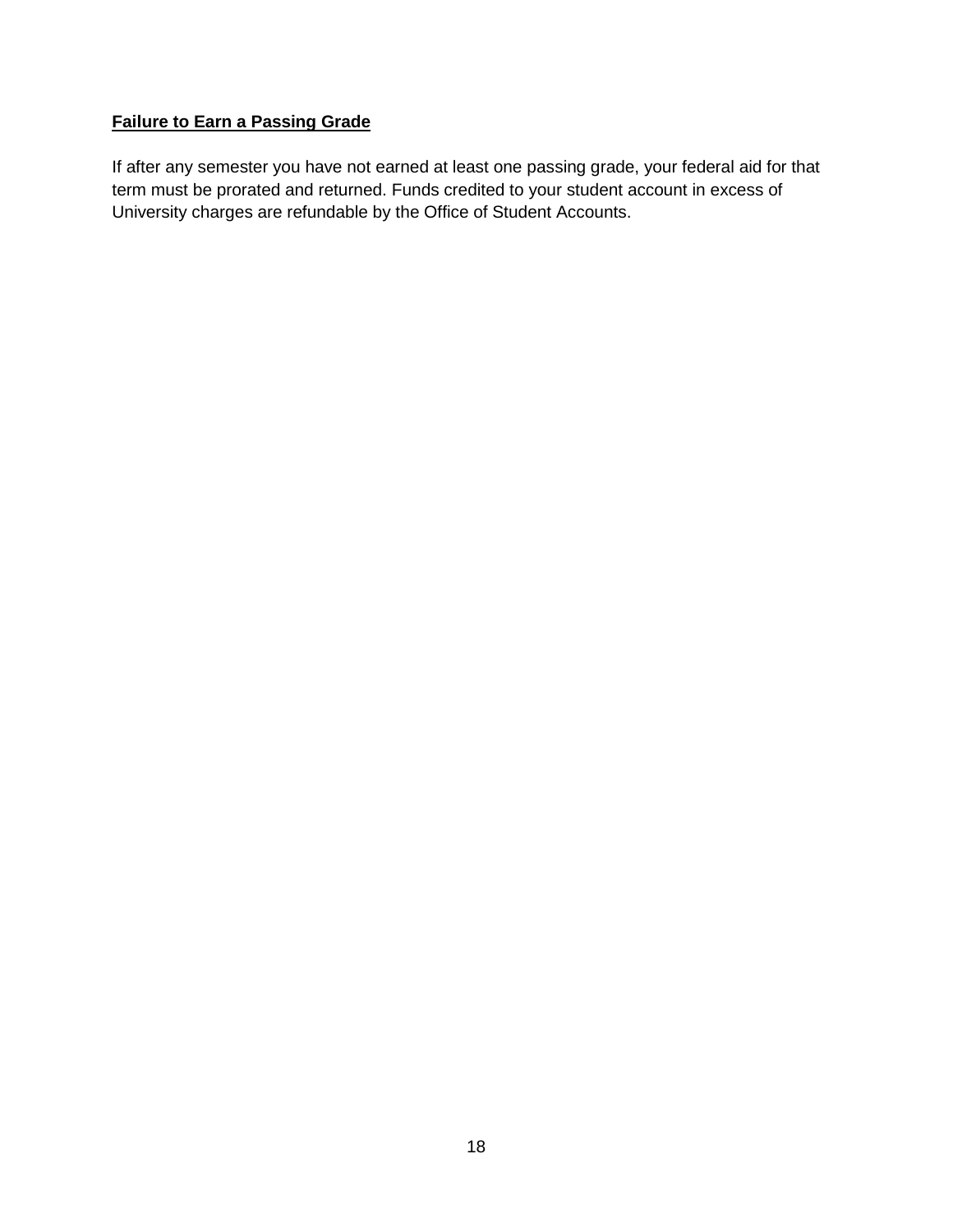**Failure to Earn a Passing Grade**

If after any semester you have not earned at least one passing grade, your federal aid for that term must be prorated and returned. Funds credited to your student account in excess of University charges are refundable by the Office of Student Accounts.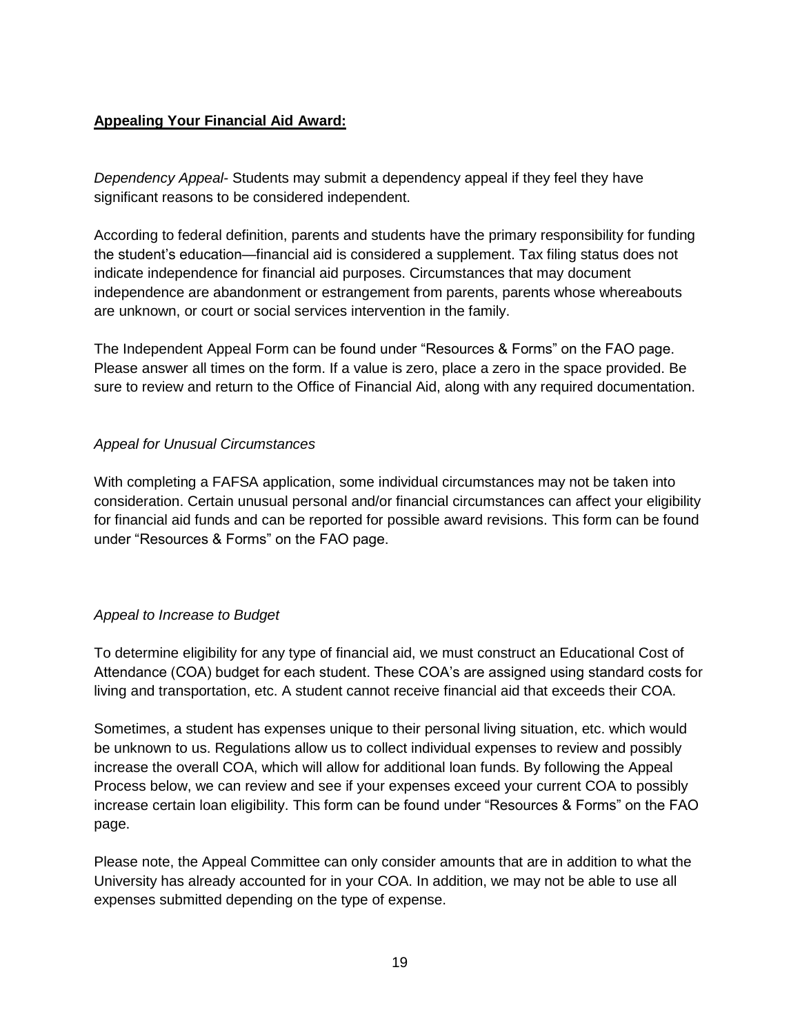**<u>Appealing Your Financial Aid Award:</u>**

*Dependency Appeal*- Students may submit a dependency appeal if they feel they have significant reasons to be considered independent.

According to federal definition, parents and students have the primary responsibility for funding the student's education—financial aid is considered a supplement. Tax filing status does not indicate independence for financial aid purposes. Circumstances that may document independence are abandonment or estrangement from parents, parents whose whereabouts are unknown, or court or social services intervention in the family.

The Independent Appeal Form can be found under "Resources & Forms" on the FAO page. Please answer all times on the form. If a value is zero, place a zero in the space provided. Be sure to review and return to the Office of Financial Aid, along with any required documentation.

*Appeal for Unusual Circumstances*

With completing a FAFSA application, some individual circumstances may not be taken into consideration. Certain unusual personal and/or financial circumstances can affect your eligibility for financial aid funds and can be reported for possible award revisions. This form can be found under "Resources & Forms" on the FAO page.

*Appeal to Increase to Budget*

To determine eligibility for any type of financial aid, we must construct an Educational Cost of Attendance (COA) budget for each student. These COA's are assigned using standard costs for living and transportation, etc. A student cannot receive financial aid that exceeds their COA.

Sometimes, a student has expenses unique to their personal living situation, etc. which would be unknown to us. Regulations allow us to collect individual expenses to review and possibly increase the overall COA, which will allow for additional loan funds. By following the Appeal Process below, we can review and see if your expenses exceed your current COA to possibly increase certain loan eligibility. This form can be found under "Resources & Forms" on the FAO page.

Please note, the Appeal Committee can only consider amounts that are in addition to what the University has already accounted for in your COA. In addition, we may not be able to use all expenses submitted depending on the type of expense.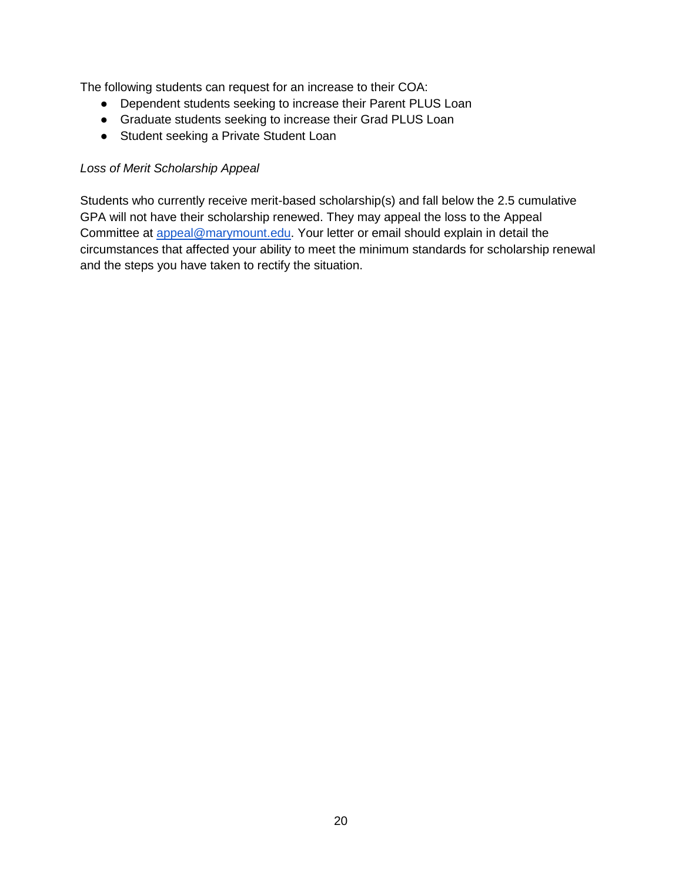The following students can request for an increase to their COA:

- Dependent students seeking to increase their Parent PLUS Loan
- Graduate students seeking to increase their Grad PLUS Loan
- Student seeking a Private Student Loan

*Loss of Merit Scholarship Appeal*

Students who currently receive merit-based scholarship(s) and fall below the 2.5 cumulative GPA will not have their scholarship renewed. They may appeal the loss to the Appeal Committee at appeal@marymount.edu. Your letter or email should explain in detail the circumstances that affected your ability to meet the minimum standards for scholarship renewal and the steps you have taken to rectify the situation.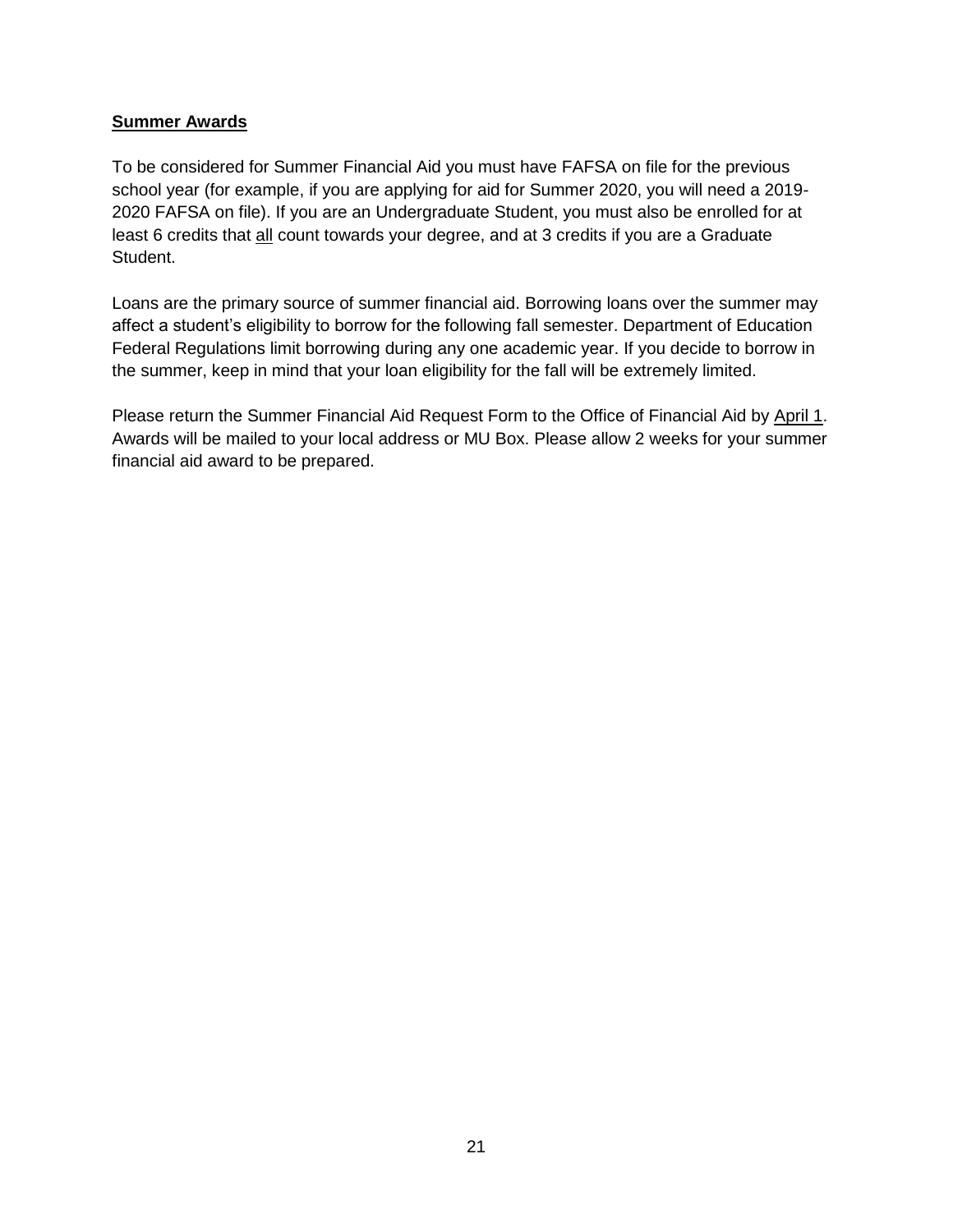## **Summer Awards**

To be considered for Summer Financial Aid you must have FAFSA on file for the previous school year (for example, if you are applying for aid for Summer 2020, you will need a 2019-2020 FAFSA on file). If you are an Undergraduate Student, you must also be enrolled for at least 6 credits that <u>all</u> count towards your degree, and at 3 credits if you are a Graduate Student.

Loans are the primary source of summer financial aid. Borrowing loans over the summer may affect a student's eligibility to borrow for the following fall semester. Department of Education Federal Regulations limit borrowing during any one academic year. If you decide to borrow in the summer, keep in mind that your loan eligibility for the fall will be extremely limited.

Please return the Summer Financial Aid Request Form to the Office of Financial Aid by <u>April 1</u>. Awards will be mailed to your local address or MU Box. Please allow 2 weeks for your summer financial aid award to be prepared.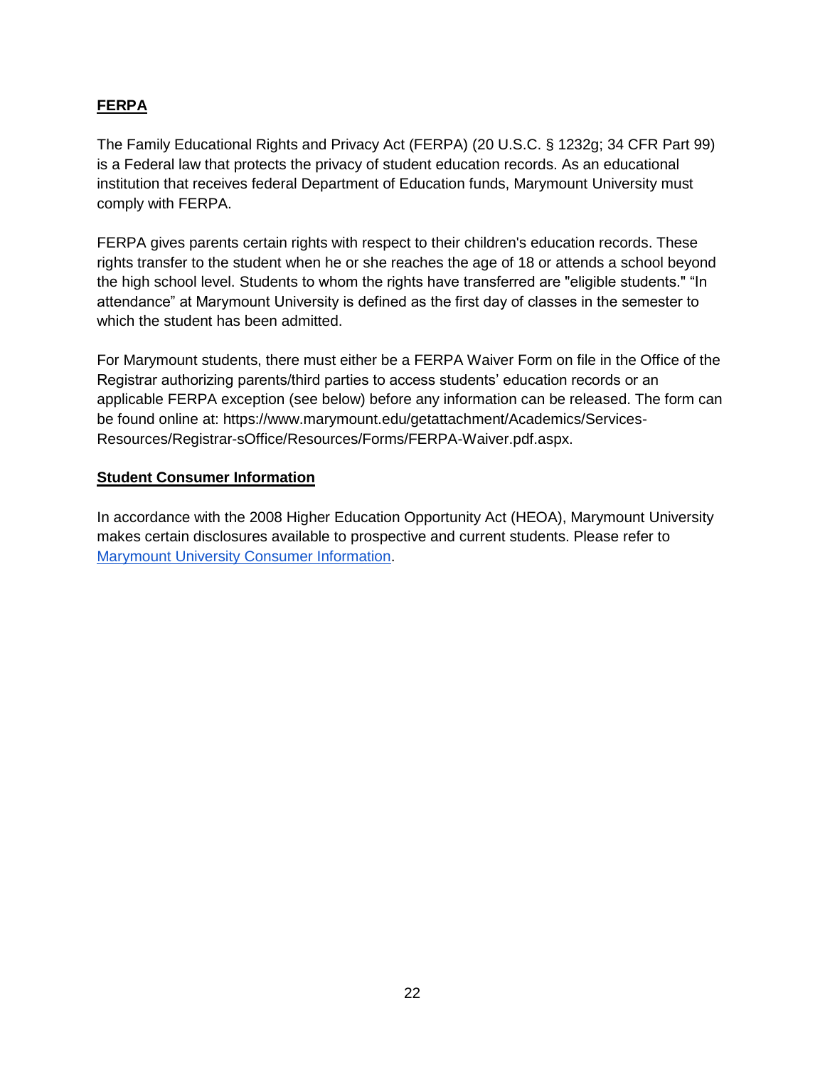**FERPA**

The Family Educational Rights and Privacy Act (FERPA) (20 U.S.C. § 1232g; 34 CFR Part 99) is a Federal law that protects the privacy of student education records. As an educational institution that receives federal Department of Education funds, Marymount University must comply with FERPA.

FERPA gives parents certain rights with respect to their children's education records. These rights transfer to the student when he or she reaches the age of 18 or attends a school beyond the high school level. Students to whom the rights have transferred are "eligible students." “In attendance” at Marymount University is defined as the first day of classes in the semester to which the student has been admitted.

For Marymount students, there must either be a FERPA Waiver Form on file in the Office of the Registrar authorizing parents/third parties to access students’ education records or an applicable FERPA exception (see below) before any information can be released. The form can be found online at: https://www.marymount.edu/getattachment/Academics/Services-Resources/Registrar-sOffice/Resources/Forms/FERPA-Waiver.pdf.aspx.

**Student Consumer Information**

In accordance with the 2008 Higher Education Opportunity Act (HEOA), Marymount University makes certain disclosures available to prospective and current students. Please refer to Marymount University Consumer Information.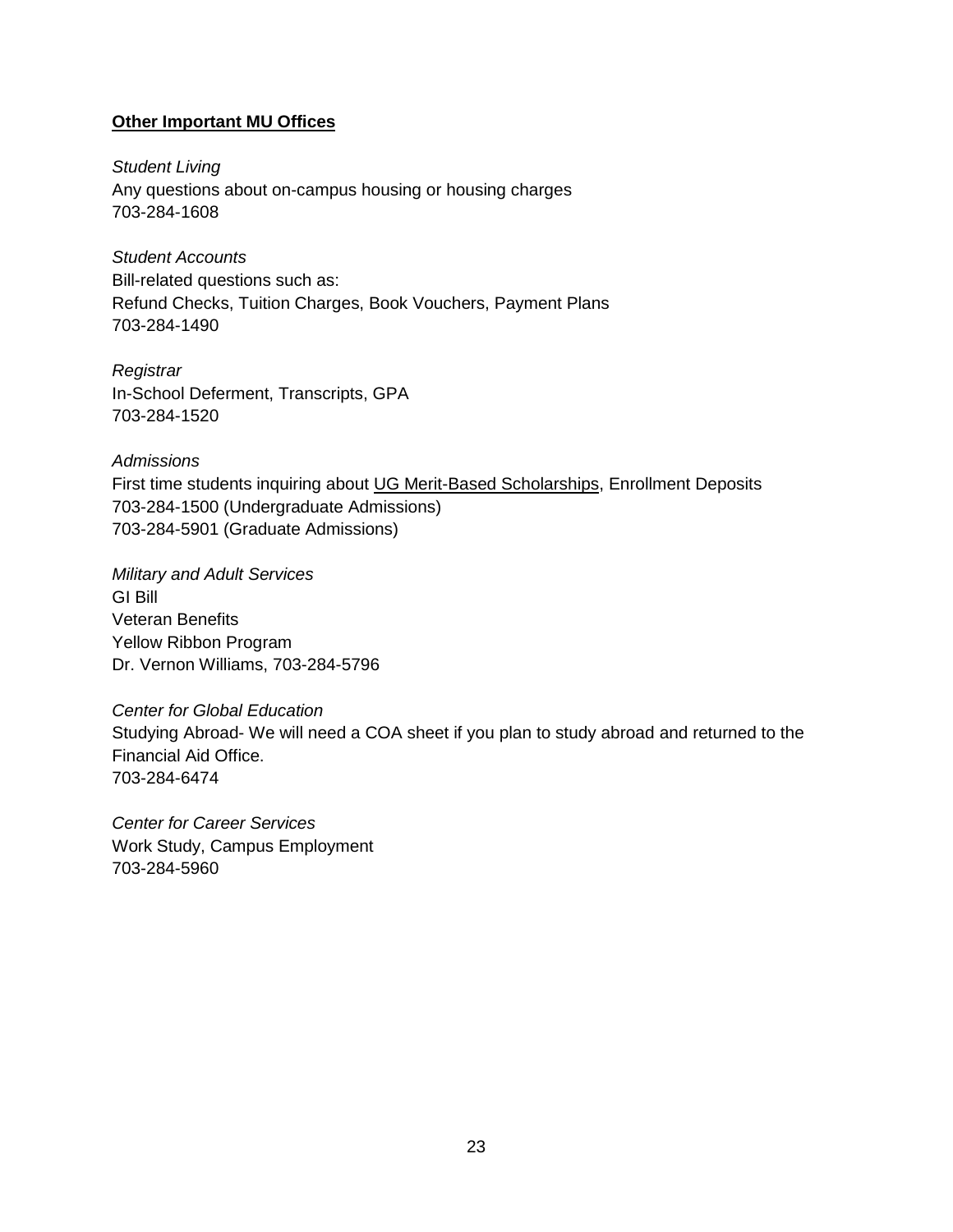## **Other Important MU Offices**

*Student Living*
Any questions about on-campus housing or housing charges
703-284-1608

*Student Accounts*
Bill-related questions such as:
Refund Checks, Tuition Charges, Book Vouchers, Payment Plans
703-284-1490

*Registrar*
In-School Deferment, Transcripts, GPA
703-284-1520

*Admissions*
First time students inquiring about UG Merit-Based Scholarships, Enrollment Deposits
703-284-1500 (Undergraduate Admissions)
703-284-5901 (Graduate Admissions)

*Military and Adult Services*
GI Bill
Veteran Benefits
Yellow Ribbon Program
Dr. Vernon Williams, 703-284-5796

*Center for Global Education*
Studying Abroad- We will need a COA sheet if you plan to study abroad and returned to the Financial Aid Office.
703-284-6474

*Center for Career Services*
Work Study, Campus Employment
703-284-5960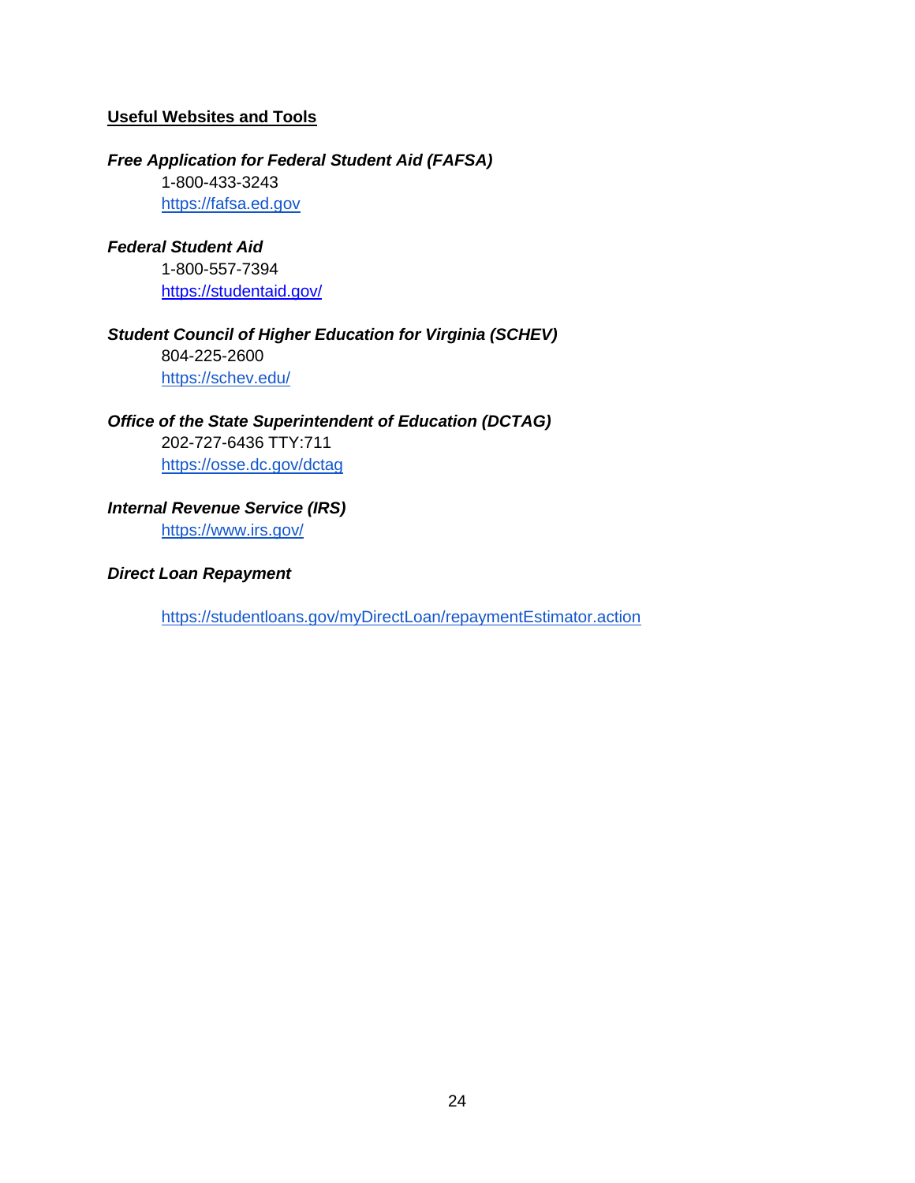## Useful Websites and Tools

***Free Application for Federal Student Aid (FAFSA)***

1-800-433-3243
https://fafsa.ed.gov

***Federal Student Aid***

1-800-557-7394
https://studentaid.gov/

***Student Council of Higher Education for Virginia (SCHEV)***

804-225-2600
https://schev.edu/

***Office of the State Superintendent of Education (DCTAG)***

202-727-6436 TTY:711
https://osse.dc.gov/dctag

***Internal Revenue Service (IRS)***

https://www.irs.gov/

***Direct Loan Repayment***

https://studentloans.gov/myDirectLoan/repaymentEstimator.action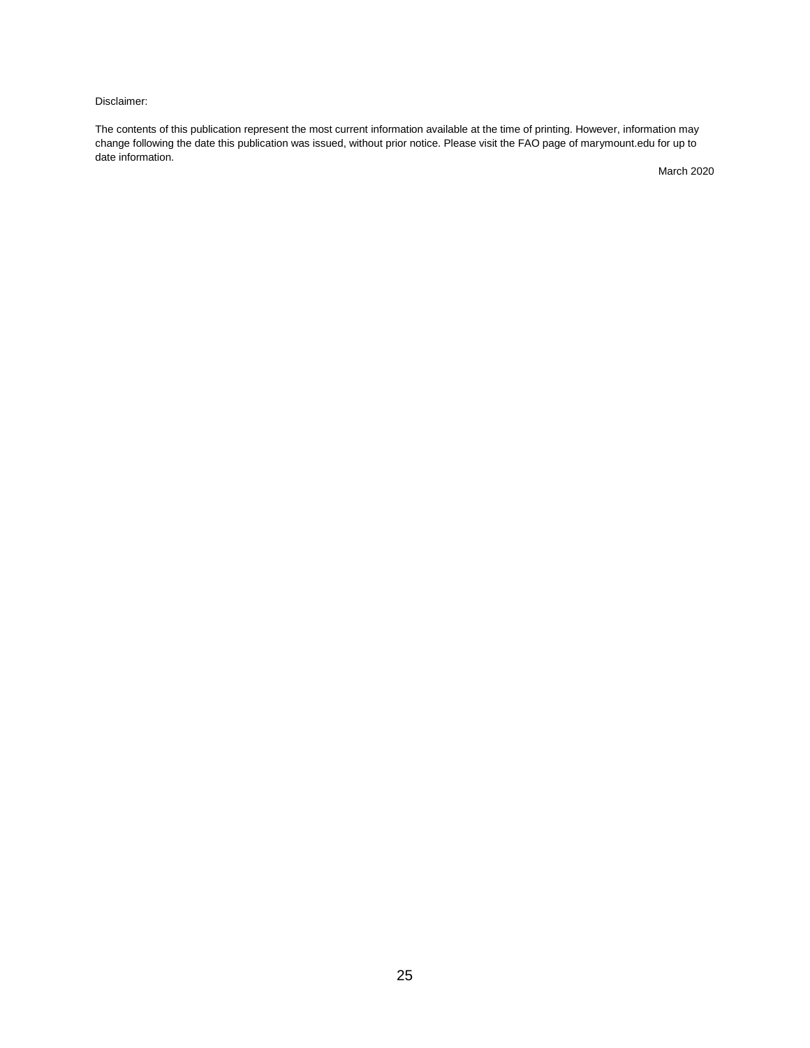Disclaimer:

The contents of this publication represent the most current information available at the time of printing. However, information may change following the date this publication was issued, without prior notice. Please visit the FAO page of marymount.edu for up to date information.

March 2020